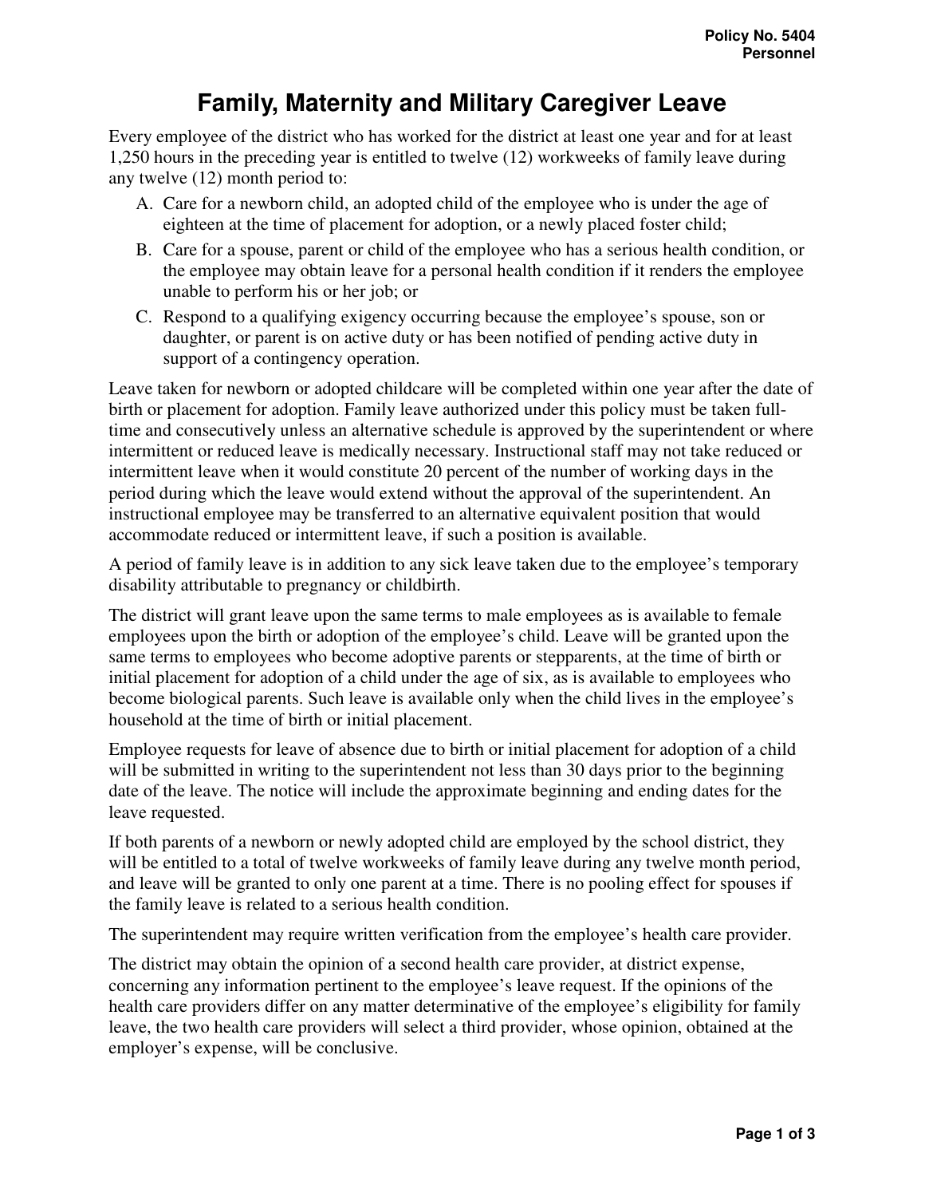Policy No. 5404
Personnel

# Family, Maternity and Military Caregiver Leave

Every employee of the district who has worked for the district at least one year and for at least 1,250 hours in the preceding year is entitled to twelve (12) workweeks of family leave during any twelve (12) month period to:

A. Care for a newborn child, an adopted child of the employee who is under the age of eighteen at the time of placement for adoption, or a newly placed foster child;

B. Care for a spouse, parent or child of the employee who has a serious health condition, or the employee may obtain leave for a personal health condition if it renders the employee unable to perform his or her job; or

C. Respond to a qualifying exigency occurring because the employee's spouse, son or daughter, or parent is on active duty or has been notified of pending active duty in support of a contingency operation.

Leave taken for newborn or adopted childcare will be completed within one year after the date of birth or placement for adoption. Family leave authorized under this policy must be taken full-time and consecutively unless an alternative schedule is approved by the superintendent or where intermittent or reduced leave is medically necessary. Instructional staff may not take reduced or intermittent leave when it would constitute 20 percent of the number of working days in the period during which the leave would extend without the approval of the superintendent. An instructional employee may be transferred to an alternative equivalent position that would accommodate reduced or intermittent leave, if such a position is available.

A period of family leave is in addition to any sick leave taken due to the employee's temporary disability attributable to pregnancy or childbirth.

The district will grant leave upon the same terms to male employees as is available to female employees upon the birth or adoption of the employee's child. Leave will be granted upon the same terms to employees who become adoptive parents or stepparents, at the time of birth or initial placement for adoption of a child under the age of six, as is available to employees who become biological parents. Such leave is available only when the child lives in the employee's household at the time of birth or initial placement.

Employee requests for leave of absence due to birth or initial placement for adoption of a child will be submitted in writing to the superintendent not less than 30 days prior to the beginning date of the leave. The notice will include the approximate beginning and ending dates for the leave requested.

If both parents of a newborn or newly adopted child are employed by the school district, they will be entitled to a total of twelve workweeks of family leave during any twelve month period, and leave will be granted to only one parent at a time. There is no pooling effect for spouses if the family leave is related to a serious health condition.

The superintendent may require written verification from the employee's health care provider.

The district may obtain the opinion of a second health care provider, at district expense, concerning any information pertinent to the employee's leave request. If the opinions of the health care providers differ on any matter determinative of the employee's eligibility for family leave, the two health care providers will select a third provider, whose opinion, obtained at the employer's expense, will be conclusive.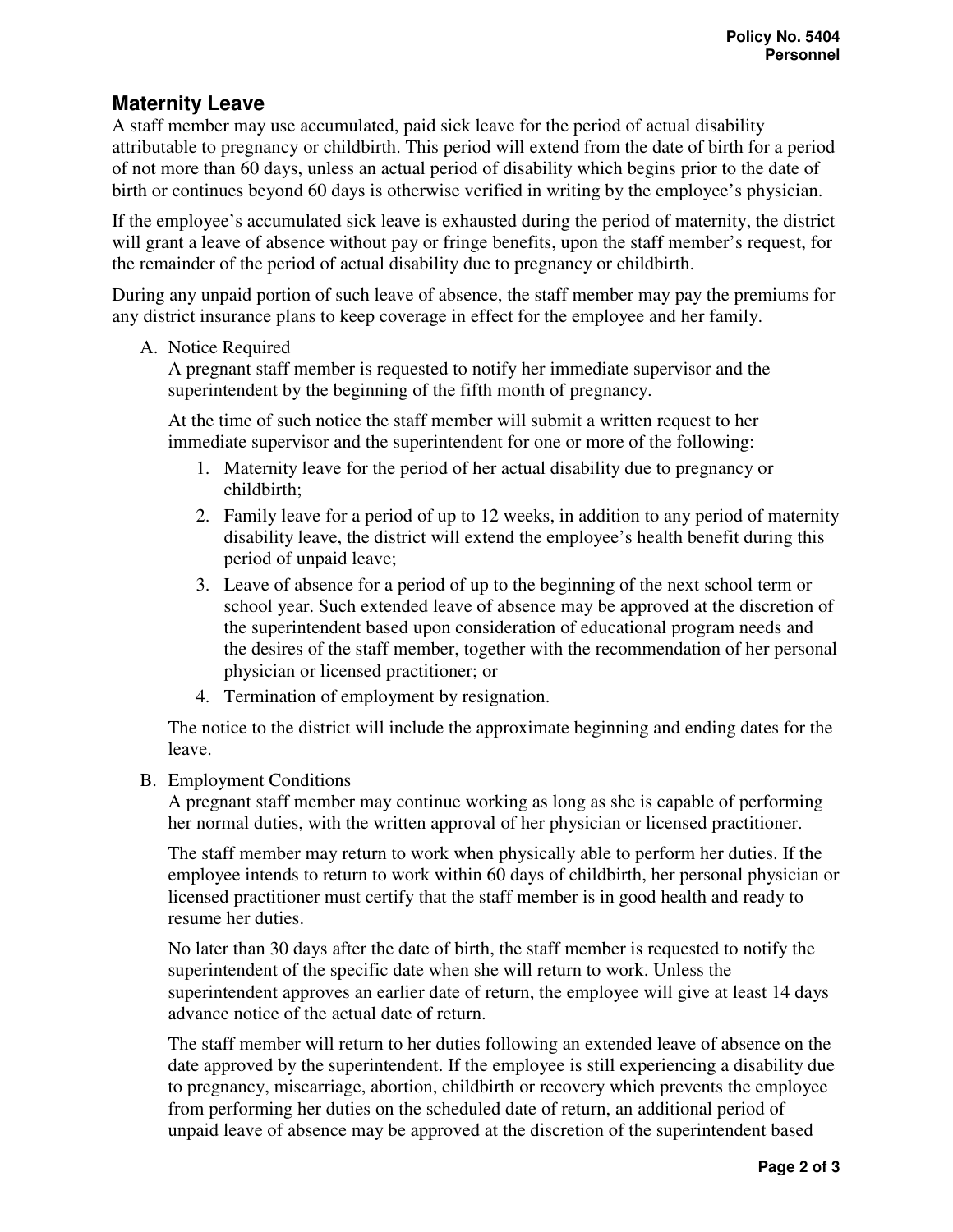## Maternity Leave

A staff member may use accumulated, paid sick leave for the period of actual disability attributable to pregnancy or childbirth. This period will extend from the date of birth for a period of not more than 60 days, unless an actual period of disability which begins prior to the date of birth or continues beyond 60 days is otherwise verified in writing by the employee's physician.

If the employee's accumulated sick leave is exhausted during the period of maternity, the district will grant a leave of absence without pay or fringe benefits, upon the staff member's request, for the remainder of the period of actual disability due to pregnancy or childbirth.

During any unpaid portion of such leave of absence, the staff member may pay the premiums for any district insurance plans to keep coverage in effect for the employee and her family.

A. Notice Required

   A pregnant staff member is requested to notify her immediate supervisor and the superintendent by the beginning of the fifth month of pregnancy.

   At the time of such notice the staff member will submit a written request to her immediate supervisor and the superintendent for one or more of the following:

   1. Maternity leave for the period of her actual disability due to pregnancy or childbirth;
   2. Family leave for a period of up to 12 weeks, in addition to any period of maternity disability leave, the district will extend the employee's health benefit during this period of unpaid leave;
   3. Leave of absence for a period of up to the beginning of the next school term or school year. Such extended leave of absence may be approved at the discretion of the superintendent based upon consideration of educational program needs and the desires of the staff member, together with the recommendation of her personal physician or licensed practitioner; or
   4. Termination of employment by resignation.

   The notice to the district will include the approximate beginning and ending dates for the leave.

B. Employment Conditions

   A pregnant staff member may continue working as long as she is capable of performing her normal duties, with the written approval of her physician or licensed practitioner.

   The staff member may return to work when physically able to perform her duties. If the employee intends to return to work within 60 days of childbirth, her personal physician or licensed practitioner must certify that the staff member is in good health and ready to resume her duties.

   No later than 30 days after the date of birth, the staff member is requested to notify the superintendent of the specific date when she will return to work. Unless the superintendent approves an earlier date of return, the employee will give at least 14 days advance notice of the actual date of return.

   The staff member will return to her duties following an extended leave of absence on the date approved by the superintendent. If the employee is still experiencing a disability due to pregnancy, miscarriage, abortion, childbirth or recovery which prevents the employee from performing her duties on the scheduled date of return, an additional period of unpaid leave of absence may be approved at the discretion of the superintendent based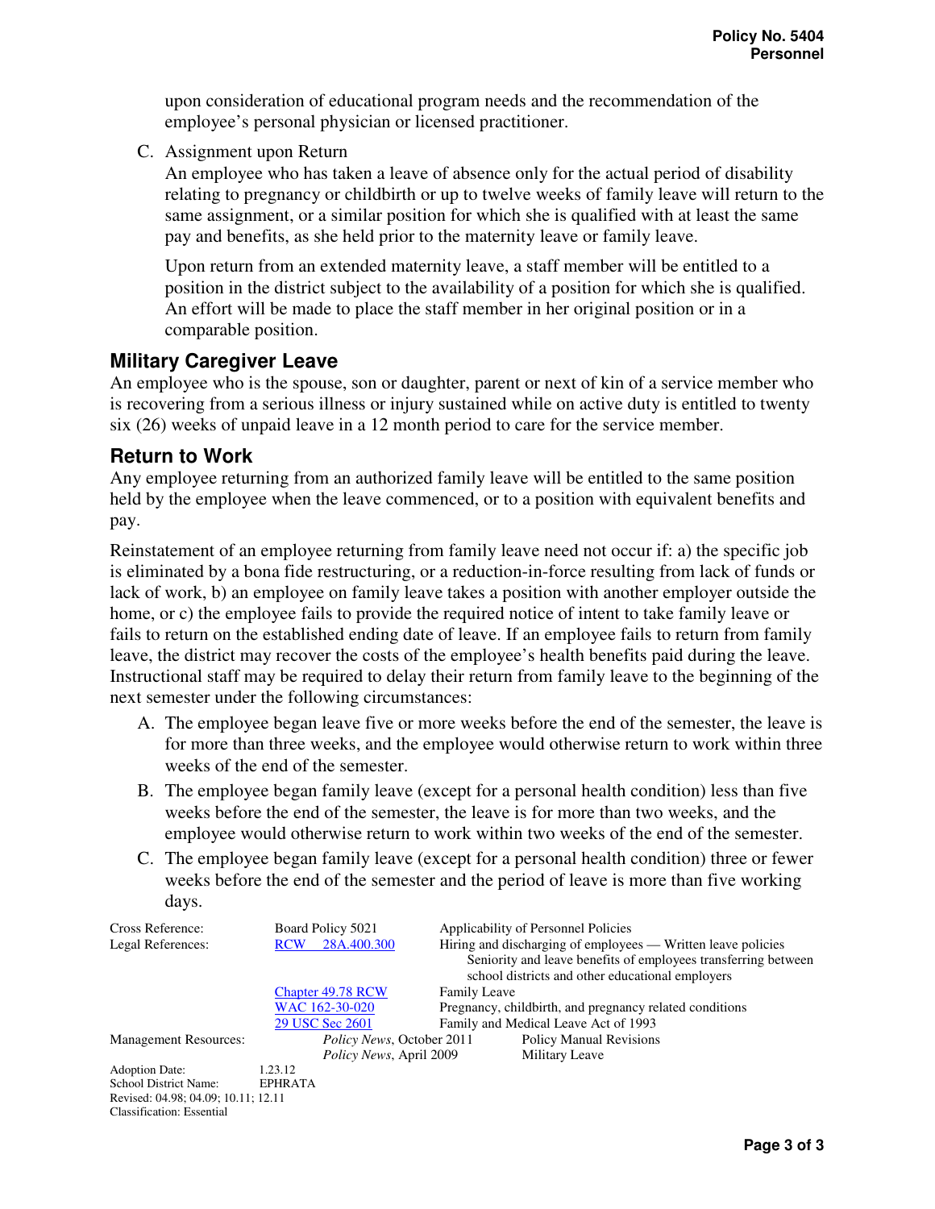upon consideration of educational program needs and the recommendation of the employee's personal physician or licensed practitioner.

C. Assignment upon Return

   An employee who has taken a leave of absence only for the actual period of disability relating to pregnancy or childbirth or up to twelve weeks of family leave will return to the same assignment, or a similar position for which she is qualified with at least the same pay and benefits, as she held prior to the maternity leave or family leave.

   Upon return from an extended maternity leave, a staff member will be entitled to a position in the district subject to the availability of a position for which she is qualified. An effort will be made to place the staff member in her original position or in a comparable position.

## Military Caregiver Leave

An employee who is the spouse, son or daughter, parent or next of kin of a service member who is recovering from a serious illness or injury sustained while on active duty is entitled to twenty six (26) weeks of unpaid leave in a 12 month period to care for the service member.

## Return to Work

Any employee returning from an authorized family leave will be entitled to the same position held by the employee when the leave commenced, or to a position with equivalent benefits and pay.

Reinstatement of an employee returning from family leave need not occur if: a) the specific job is eliminated by a bona fide restructuring, or a reduction-in-force resulting from lack of funds or lack of work, b) an employee on family leave takes a position with another employer outside the home, or c) the employee fails to provide the required notice of intent to take family leave or fails to return on the established ending date of leave. If an employee fails to return from family leave, the district may recover the costs of the employee's health benefits paid during the leave. Instructional staff may be required to delay their return from family leave to the beginning of the next semester under the following circumstances:

A. The employee began leave five or more weeks before the end of the semester, the leave is for more than three weeks, and the employee would otherwise return to work within three weeks of the end of the semester.
B. The employee began family leave (except for a personal health condition) less than five weeks before the end of the semester, the leave is for more than two weeks, and the employee would otherwise return to work within two weeks of the end of the semester.
C. The employee began family leave (except for a personal health condition) three or fewer weeks before the end of the semester and the period of leave is more than five working days.

| | | |
|---|---|---|
| Cross Reference: | Board Policy 5021 | Applicability of Personnel Policies |
| Legal References: | RCW 28A.400.300 | Hiring and discharging of employees — Written leave policies Seniority and leave benefits of employees transferring between school districts and other educational employers |
| | Chapter 49.78 RCW | Family Leave |
| | WAC 162-30-020 | Pregnancy, childbirth, and pregnancy related conditions |
| | 29 USC Sec 2601 | Family and Medical Leave Act of 1993 |
| Management Resources: | *Policy News*, October 2011 | Policy Manual Revisions |
| | *Policy News*, April 2009 | Military Leave |

Adoption Date: 1.23.12
School District Name: EPHRATA
Revised: 04.98; 04.09; 10.11; 12.11
Classification: Essential